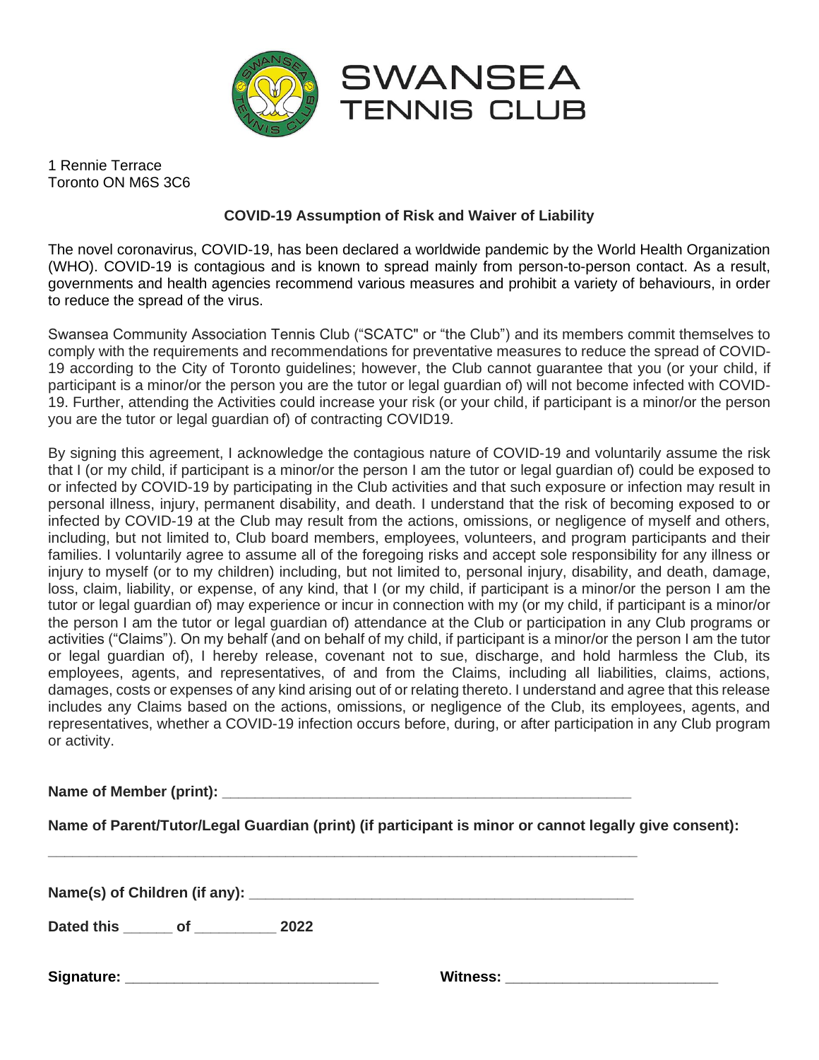# SWANSEA TENNIS CLUB

1 Rennie Terrace
Toronto ON M6S 3C6

## COVID-19 Assumption of Risk and Waiver of Liability

The novel coronavirus, COVID-19, has been declared a worldwide pandemic by the World Health Organization (WHO). COVID-19 is contagious and is known to spread mainly from person-to-person contact. As a result, governments and health agencies recommend various measures and prohibit a variety of behaviours, in order to reduce the spread of the virus.

Swansea Community Association Tennis Club ("SCATC" or "the Club") and its members commit themselves to comply with the requirements and recommendations for preventative measures to reduce the spread of COVID-19 according to the City of Toronto guidelines; however, the Club cannot guarantee that you (or your child, if participant is a minor/or the person you are the tutor or legal guardian of) will not become infected with COVID-19. Further, attending the Activities could increase your risk (or your child, if participant is a minor/or the person you are the tutor or legal guardian of) of contracting COVID19.

By signing this agreement, I acknowledge the contagious nature of COVID-19 and voluntarily assume the risk that I (or my child, if participant is a minor/or the person I am the tutor or legal guardian of) could be exposed to or infected by COVID-19 by participating in the Club activities and that such exposure or infection may result in personal illness, injury, permanent disability, and death. I understand that the risk of becoming exposed to or infected by COVID-19 at the Club may result from the actions, omissions, or negligence of myself and others, including, but not limited to, Club board members, employees, volunteers, and program participants and their families. I voluntarily agree to assume all of the foregoing risks and accept sole responsibility for any illness or injury to myself (or to my children) including, but not limited to, personal injury, disability, and death, damage, loss, claim, liability, or expense, of any kind, that I (or my child, if participant is a minor/or the person I am the tutor or legal guardian of) may experience or incur in connection with my (or my child, if participant is a minor/or the person I am the tutor or legal guardian of) attendance at the Club or participation in any Club programs or activities ("Claims"). On my behalf (and on behalf of my child, if participant is a minor/or the person I am the tutor or legal guardian of), I hereby release, covenant not to sue, discharge, and hold harmless the Club, its employees, agents, and representatives, of and from the Claims, including all liabilities, claims, actions, damages, costs or expenses of any kind arising out of or relating thereto. I understand and agree that this release includes any Claims based on the actions, omissions, or negligence of the Club, its employees, agents, and representatives, whether a COVID-19 infection occurs before, during, or after participation in any Club program or activity.

**Name of Member (print): ____________________________________________________**

**Name of Parent/Tutor/Legal Guardian (print) (if participant is minor or cannot legally give consent):**

**___________________________________________________________________________**

**Name(s) of Children (if any): ________________________________________________**

**Dated this ______ of __________ 2022**

**Signature: _______________________________** **Witness: __________________________**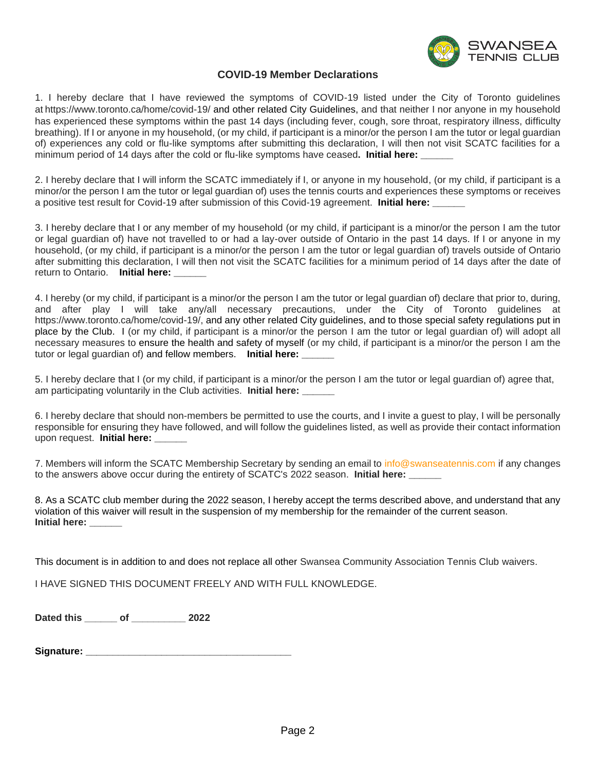## COVID-19 Member Declarations

1. I hereby declare that I have reviewed the symptoms of COVID-19 listed under the City of Toronto guidelines at https://www.toronto.ca/home/covid-19/ and other related City Guidelines, and that neither I nor anyone in my household has experienced these symptoms within the past 14 days (including fever, cough, sore throat, respiratory illness, difficulty breathing). If I or anyone in my household, (or my child, if participant is a minor/or the person I am the tutor or legal guardian of) experiences any cold or flu-like symptoms after submitting this declaration, I will then not visit SCATC facilities for a minimum period of 14 days after the cold or flu-like symptoms have ceased**. Initial here: ______**

2. I hereby declare that I will inform the SCATC immediately if I, or anyone in my household, (or my child, if participant is a minor/or the person I am the tutor or legal guardian of) uses the tennis courts and experiences these symptoms or receives a positive test result for Covid-19 after submission of this Covid-19 agreement. **Initial here: ______**

3. I hereby declare that I or any member of my household (or my child, if participant is a minor/or the person I am the tutor or legal guardian of) have not travelled to or had a lay-over outside of Ontario in the past 14 days. If I or anyone in my household, (or my child, if participant is a minor/or the person I am the tutor or legal guardian of) travels outside of Ontario after submitting this declaration, I will then not visit the SCATC facilities for a minimum period of 14 days after the date of return to Ontario. **Initial here: ______**

4. I hereby (or my child, if participant is a minor/or the person I am the tutor or legal guardian of) declare that prior to, during, and after play I will take any/all necessary precautions, under the City of Toronto guidelines at https://www.toronto.ca/home/covid-19/, and any other related City guidelines, and to those special safety regulations put in place by the Club. I (or my child, if participant is a minor/or the person I am the tutor or legal guardian of) will adopt all necessary measures to ensure the health and safety of myself (or my child, if participant is a minor/or the person I am the tutor or legal guardian of) and fellow members. **Initial here: ______**

5. I hereby declare that I (or my child, if participant is a minor/or the person I am the tutor or legal guardian of) agree that, am participating voluntarily in the Club activities. **Initial here: ______**

6. I hereby declare that should non-members be permitted to use the courts, and I invite a guest to play, I will be personally responsible for ensuring they have followed, and will follow the guidelines listed, as well as provide their contact information upon request. **Initial here: ______**

7. Members will inform the SCATC Membership Secretary by sending an email to info@swanseatennis.com if any changes to the answers above occur during the entirety of SCATC's 2022 season. **Initial here: ______**

8. As a SCATC club member during the 2022 season, I hereby accept the terms described above, and understand that any violation of this waiver will result in the suspension of my membership for the remainder of the current season.
**Initial here: ______**

This document is in addition to and does not replace all other Swansea Community Association Tennis Club waivers.

I HAVE SIGNED THIS DOCUMENT FREELY AND WITH FULL KNOWLEDGE.

**Dated this ______ of __________ 2022**

**Signature: ________________________________________**